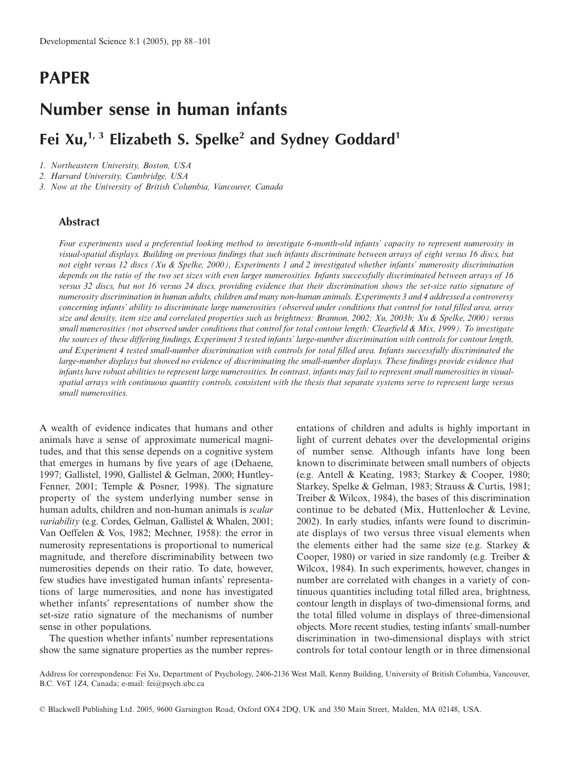PAPER

# Number sense in human infants

## Fei Xu,[1, 3] Elizabeth S. Spelke[2] and Sydney Goddard[1]

1. Northeastern University, Boston, USA
2. Harvard University, Cambridge, USA
3. Now at the University of British Columbia, Vancouver, Canada

### Abstract

*Four experiments used a preferential looking method to investigate 6-month-old infants' capacity to represent numerosity in visual-spatial displays. Building on previous findings that such infants discriminate between arrays of eight versus 16 discs, but not eight versus 12 discs (Xu & Spelke, 2000), Experiments 1 and 2 investigated whether infants' numerosity discrimination depends on the ratio of the two set sizes with even larger numerosities. Infants successfully discriminated between arrays of 16 versus 32 discs, but not 16 versus 24 discs, providing evidence that their discrimination shows the set-size ratio signature of numerosity discrimination in human adults, children and many non-human animals. Experiments 3 and 4 addressed a controversy concerning infants' ability to discriminate large numerosities (observed under conditions that control for total filled area, array size and density, item size and correlated properties such as brightness: Brannon, 2002; Xu, 2003b; Xu & Spelke, 2000) versus small numerosities (not observed under conditions that control for total contour length: Clearfield & Mix, 1999). To investigate the sources of these differing findings, Experiment 3 tested infants' large-number discrimination with controls for contour length, and Experiment 4 tested small-number discrimination with controls for total filled area. Infants successfully discriminated the large-number displays but showed no evidence of discriminating the small-number displays. These findings provide evidence that infants have robust abilities to represent large numerosities. In contrast, infants may fail to represent small numerosities in visual-spatial arrays with continuous quantity controls, consistent with the thesis that separate systems serve to represent large versus small numerosities.*

A wealth of evidence indicates that humans and other animals have a sense of approximate numerical magnitudes, and that this sense depends on a cognitive system that emerges in humans by five years of age (Dehaene, 1997; Gallistel, 1990, Gallistel & Gelman, 2000; Huntley-Fenner, 2001; Temple & Posner, 1998). The signature property of the system underlying number sense in human adults, children and non-human animals is *scalar variability* (e.g. Cordes, Gelman, Gallistel & Whalen, 2001; Van Oeffelen & Vos, 1982; Mechner, 1958): the error in numerosity representations is proportional to numerical magnitude, and therefore discriminability between two numerosities depends on their ratio. To date, however, few studies have investigated human infants' representations of large numerosities, and none has investigated whether infants' representations of number show the set-size ratio signature of the mechanisms of number sense in other populations.

The question whether infants' number representations show the same signature properties as the number representations of children and adults is highly important in light of current debates over the developmental origins of number sense. Although infants have long been known to discriminate between small numbers of objects (e.g. Antell & Keating, 1983; Starkey & Cooper, 1980; Starkey, Spelke & Gelman, 1983; Strauss & Curtis, 1981; Treiber & Wilcox, 1984), the bases of this discrimination continue to be debated (Mix, Huttenlocher & Levine, 2002). In early studies, infants were found to discriminate displays of two versus three visual elements when the elements either had the same size (e.g. Starkey & Cooper, 1980) or varied in size randomly (e.g. Treiber & Wilcox, 1984). In such experiments, however, changes in number are correlated with changes in a variety of continuous quantities including total filled area, brightness, contour length in displays of two-dimensional forms, and the total filled volume in displays of three-dimensional objects. More recent studies, testing infants' small-number discrimination in two-dimensional displays with strict controls for total contour length or in three dimensional

Address for correspondence: Fei Xu, Department of Psychology, 2406-2136 West Mall, Kenny Building, University of British Columbia, Vancouver, B.C. V6T 1Z4, Canada; e-mail: fei@psych.ubc.ca

© Blackwell Publishing Ltd. 2005, 9600 Garsington Road, Oxford OX4 2DQ, UK and 350 Main Street, Malden, MA 02148, USA.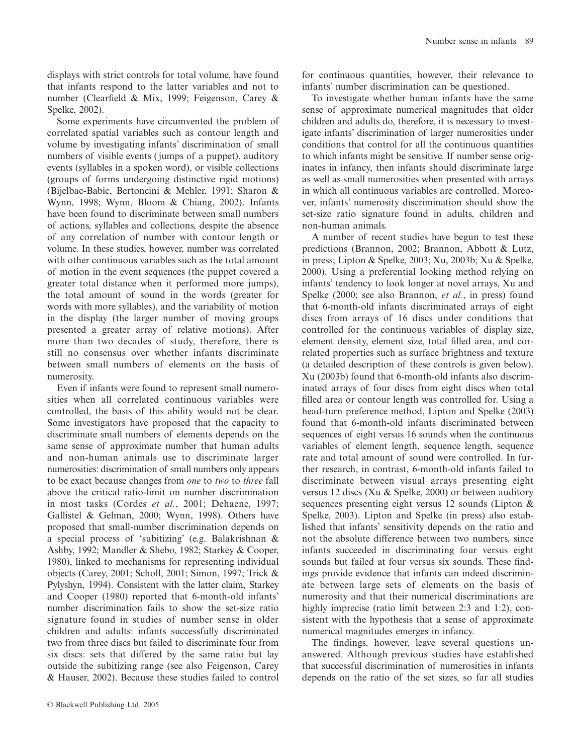displays with strict controls for total volume, have found that infants respond to the latter variables and not to number (Clearfield & Mix, 1999; Feigenson, Carey & Spelke, 2002).

Some experiments have circumvented the problem of correlated spatial variables such as contour length and volume by investigating infants' discrimination of small numbers of visible events (jumps of a puppet), auditory events (syllables in a spoken word), or visible collections (groups of forms undergoing distinctive rigid motions) (Bijelbac-Babic, Bertoncini & Mehler, 1991; Sharon & Wynn, 1998; Wynn, Bloom & Chiang, 2002). Infants have been found to discriminate between small numbers of actions, syllables and collections, despite the absence of any correlation of number with contour length or volume. In these studies, however, number was correlated with other continuous variables such as the total amount of motion in the event sequences (the puppet covered a greater total distance when it performed more jumps), the total amount of sound in the words (greater for words with more syllables), and the variability of motion in the display (the larger number of moving groups presented a greater array of relative motions). After more than two decades of study, therefore, there is still no consensus over whether infants discriminate between small numbers of elements on the basis of numerosity.

Even if infants were found to represent small numerosities when all correlated continuous variables were controlled, the basis of this ability would not be clear. Some investigators have proposed that the capacity to discriminate small numbers of elements depends on the same sense of approximate number that human adults and non-human animals use to discriminate larger numerosities: discrimination of small numbers only appears to be exact because changes from *one* to *two* to *three* fall above the critical ratio-limit on number discrimination in most tasks (Cordes *et al.*, 2001; Dehaene, 1997; Gallistel & Gelman, 2000; Wynn, 1998). Others have proposed that small-number discrimination depends on a special process of 'subitizing' (e.g. Balakrishnan & Ashby, 1992; Mandler & Shebo, 1982; Starkey & Cooper, 1980), linked to mechanisms for representing individual objects (Carey, 2001; Scholl, 2001; Simon, 1997; Trick & Pylyshyn, 1994). Consistent with the latter claim, Starkey and Cooper (1980) reported that 6-month-old infants' number discrimination fails to show the set-size ratio signature found in studies of number sense in older children and adults: infants successfully discriminated two from three discs but failed to discriminate four from six discs: sets that differed by the same ratio but lay outside the subitizing range (see also Feigenson, Carey & Hauser, 2002). Because these studies failed to control for continuous quantities, however, their relevance to infants' number discrimination can be questioned.

To investigate whether human infants have the same sense of approximate numerical magnitudes that older children and adults do, therefore, it is necessary to investigate infants' discrimination of larger numerosities under conditions that control for all the continuous quantities to which infants might be sensitive. If number sense originates in infancy, then infants should discriminate large as well as small numerosities when presented with arrays in which all continuous variables are controlled. Moreover, infants' numerosity discrimination should show the set-size ratio signature found in adults, children and non-human animals.

A number of recent studies have begun to test these predictions (Brannon, 2002; Brannon, Abbott & Lutz, in press; Lipton & Spelke, 2003; Xu, 2003b; Xu & Spelke, 2000). Using a preferential looking method relying on infants' tendency to look longer at novel arrays, Xu and Spelke (2000; see also Brannon, *et al.*, in press) found that 6-month-old infants discriminated arrays of eight discs from arrays of 16 discs under conditions that controlled for the continuous variables of display size, element density, element size, total filled area, and correlated properties such as surface brightness and texture (a detailed description of these controls is given below). Xu (2003b) found that 6-month-old infants also discriminated arrays of four discs from eight discs when total filled area or contour length was controlled for. Using a head-turn preference method, Lipton and Spelke (2003) found that 6-month-old infants discriminated between sequences of eight versus 16 sounds when the continuous variables of element length, sequence length, sequence rate and total amount of sound were controlled. In further research, in contrast, 6-month-old infants failed to discriminate between visual arrays presenting eight versus 12 discs (Xu & Spelke, 2000) or between auditory sequences presenting eight versus 12 sounds (Lipton & Spelke, 2003). Lipton and Spelke (in press) also established that infants' sensitivity depends on the ratio and not the absolute difference between two numbers, since infants succeeded in discriminating four versus eight sounds but failed at four versus six sounds. These findings provide evidence that infants can indeed discriminate between large sets of elements on the basis of numerosity and that their numerical discriminations are highly imprecise (ratio limit between 2:3 and 1:2), consistent with the hypothesis that a sense of approximate numerical magnitudes emerges in infancy.

The findings, however, leave several questions unanswered. Although previous studies have established that successful discrimination of numerosities in infants depends on the ratio of the set sizes, so far all studies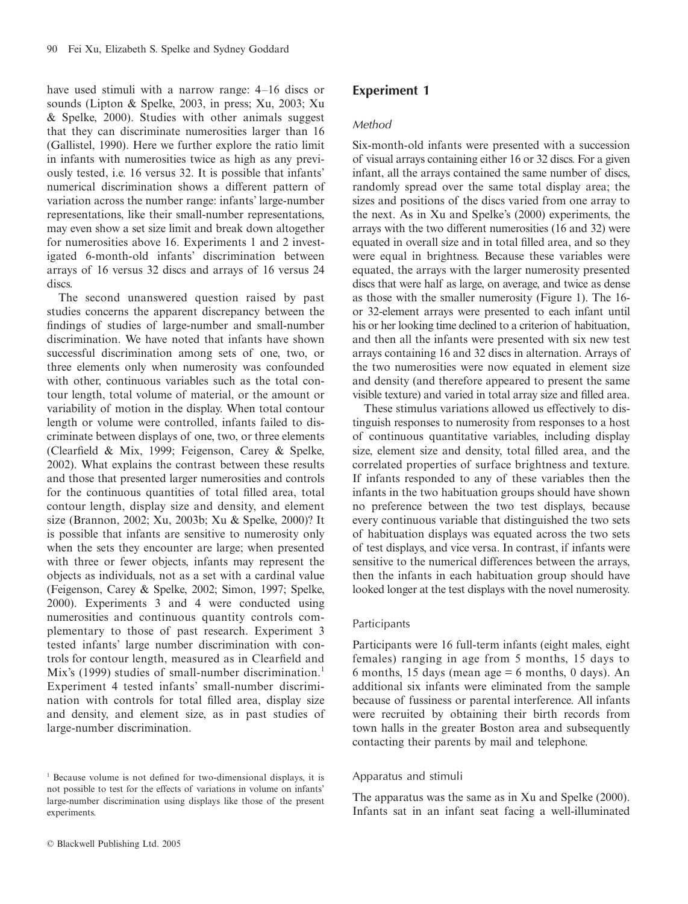have used stimuli with a narrow range: 4–16 discs or sounds (Lipton & Spelke, 2003, in press; Xu, 2003; Xu & Spelke, 2000). Studies with other animals suggest that they can discriminate numerosities larger than 16 (Gallistel, 1990). Here we further explore the ratio limit in infants with numerosities twice as high as any previously tested, i.e. 16 versus 32. It is possible that infants' numerical discrimination shows a different pattern of variation across the number range: infants' large-number representations, like their small-number representations, may even show a set size limit and break down altogether for numerosities above 16. Experiments 1 and 2 investigated 6-month-old infants' discrimination between arrays of 16 versus 32 discs and arrays of 16 versus 24 discs.

The second unanswered question raised by past studies concerns the apparent discrepancy between the findings of studies of large-number and small-number discrimination. We have noted that infants have shown successful discrimination among sets of one, two, or three elements only when numerosity was confounded with other, continuous variables such as the total contour length, total volume of material, or the amount or variability of motion in the display. When total contour length or volume were controlled, infants failed to discriminate between displays of one, two, or three elements (Clearfield & Mix, 1999; Feigenson, Carey & Spelke, 2002). What explains the contrast between these results and those that presented larger numerosities and controls for the continuous quantities of total filled area, total contour length, display size and density, and element size (Brannon, 2002; Xu, 2003b; Xu & Spelke, 2000)? It is possible that infants are sensitive to numerosity only when the sets they encounter are large; when presented with three or fewer objects, infants may represent the objects as individuals, not as a set with a cardinal value (Feigenson, Carey & Spelke, 2002; Simon, 1997; Spelke, 2000). Experiments 3 and 4 were conducted using numerosities and continuous quantity controls complementary to those of past research. Experiment 3 tested infants' large number discrimination with controls for contour length, measured as in Clearfield and Mix's (1999) studies of small-number discrimination.[1] Experiment 4 tested infants' small-number discrimination with controls for total filled area, display size and density, and element size, as in past studies of large-number discrimination.

[1] Because volume is not defined for two-dimensional displays, it is not possible to test for the effects of variations in volume on infants' large-number discrimination using displays like those of the present experiments.

## Experiment 1

### Method

Six-month-old infants were presented with a succession of visual arrays containing either 16 or 32 discs. For a given infant, all the arrays contained the same number of discs, randomly spread over the same total display area; the sizes and positions of the discs varied from one array to the next. As in Xu and Spelke's (2000) experiments, the arrays with the two different numerosities (16 and 32) were equated in overall size and in total filled area, and so they were equal in brightness. Because these variables were equated, the arrays with the larger numerosity presented discs that were half as large, on average, and twice as dense as those with the smaller numerosity (Figure 1). The 16- or 32-element arrays were presented to each infant until his or her looking time declined to a criterion of habituation, and then all the infants were presented with six new test arrays containing 16 and 32 discs in alternation. Arrays of the two numerosities were now equated in element size and density (and therefore appeared to present the same visible texture) and varied in total array size and filled area.

These stimulus variations allowed us effectively to distinguish responses to numerosity from responses to a host of continuous quantitative variables, including display size, element size and density, total filled area, and the correlated properties of surface brightness and texture. If infants responded to any of these variables then the infants in the two habituation groups should have shown no preference between the two test displays, because every continuous variable that distinguished the two sets of habituation displays was equated across the two sets of test displays, and vice versa. In contrast, if infants were sensitive to the numerical differences between the arrays, then the infants in each habituation group should have looked longer at the test displays with the novel numerosity.

#### Participants

Participants were 16 full-term infants (eight males, eight females) ranging in age from 5 months, 15 days to 6 months, 15 days (mean age = 6 months, 0 days). An additional six infants were eliminated from the sample because of fussiness or parental interference. All infants were recruited by obtaining their birth records from town halls in the greater Boston area and subsequently contacting their parents by mail and telephone.

#### Apparatus and stimuli

The apparatus was the same as in Xu and Spelke (2000). Infants sat in an infant seat facing a well-illuminated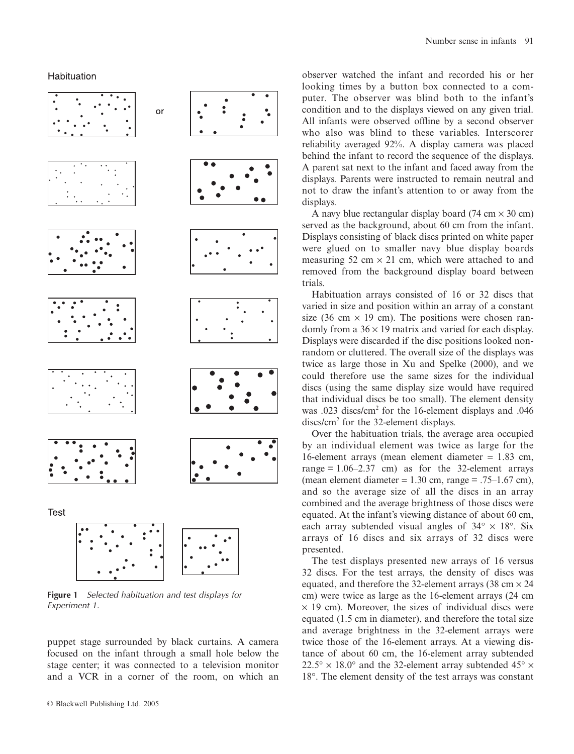Habituation

or

Test

**Figure 1** *Selected habituation and test displays for Experiment 1.*

puppet stage surrounded by black curtains. A camera focused on the infant through a small hole below the stage center; it was connected to a television monitor and a VCR in a corner of the room, on which an observer watched the infant and recorded his or her looking times by a button box connected to a computer. The observer was blind both to the infant's condition and to the displays viewed on any given trial. All infants were observed offline by a second observer who also was blind to these variables. Interscorer reliability averaged 92%. A display camera was placed behind the infant to record the sequence of the displays. A parent sat next to the infant and faced away from the displays. Parents were instructed to remain neutral and not to draw the infant's attention to or away from the displays.

A navy blue rectangular display board (74 cm × 30 cm) served as the background, about 60 cm from the infant. Displays consisting of black discs printed on white paper were glued on to smaller navy blue display boards measuring 52 cm × 21 cm, which were attached to and removed from the background display board between trials.

Habituation arrays consisted of 16 or 32 discs that varied in size and position within an array of a constant size (36 cm × 19 cm). The positions were chosen randomly from a 36 × 19 matrix and varied for each display. Displays were discarded if the disc positions looked nonrandom or cluttered. The overall size of the displays was twice as large those in Xu and Spelke (2000), and we could therefore use the same sizes for the individual discs (using the same display size would have required that individual discs be too small). The element density was .023 discs/cm$^2$ for the 16-element displays and .046 discs/cm$^2$ for the 32-element displays.

Over the habituation trials, the average area occupied by an individual element was twice as large for the 16-element arrays (mean element diameter = 1.83 cm, range = 1.06–2.37 cm) as for the 32-element arrays (mean element diameter = 1.30 cm, range = .75–1.67 cm), and so the average size of all the discs in an array combined and the average brightness of those discs were equated. At the infant's viewing distance of about 60 cm, each array subtended visual angles of 34° × 18°. Six arrays of 16 discs and six arrays of 32 discs were presented.

The test displays presented new arrays of 16 versus 32 discs. For the test arrays, the density of discs was equated, and therefore the 32-element arrays (38 cm × 24 cm) were twice as large as the 16-element arrays (24 cm × 19 cm). Moreover, the sizes of individual discs were equated (1.5 cm in diameter), and therefore the total size and average brightness in the 32-element arrays were twice those of the 16-element arrays. At a viewing distance of about 60 cm, the 16-element array subtended 22.5° × 18.0° and the 32-element array subtended 45° × 18°. The element density of the test arrays was constant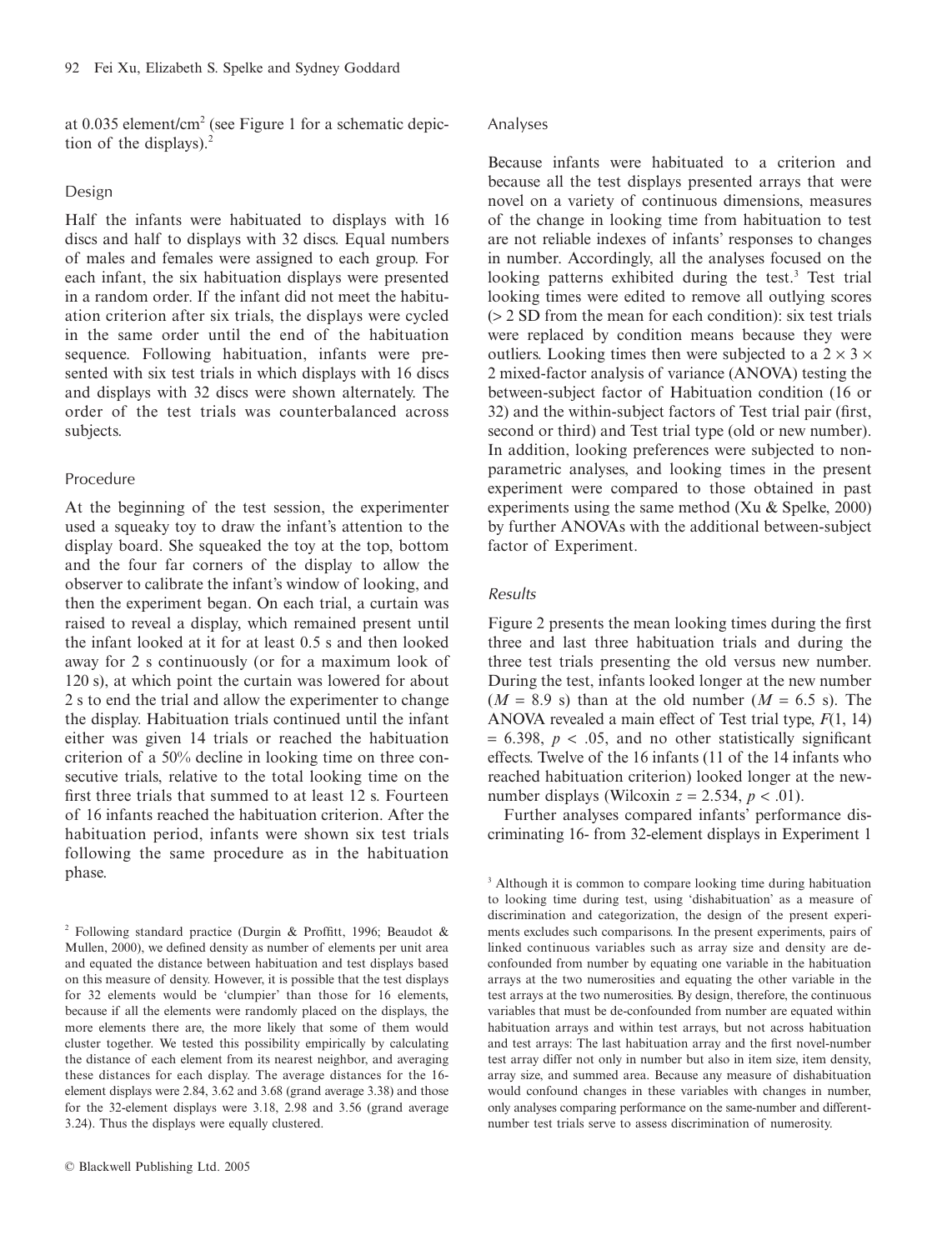at 0.035 element/cm$^2$ (see Figure 1 for a schematic depiction of the displays).[2]

### Design

Half the infants were habituated to displays with 16 discs and half to displays with 32 discs. Equal numbers of males and females were assigned to each group. For each infant, the six habituation displays were presented in a random order. If the infant did not meet the habituation criterion after six trials, the displays were cycled in the same order until the end of the habituation sequence. Following habituation, infants were presented with six test trials in which displays with 16 discs and displays with 32 discs were shown alternately. The order of the test trials was counterbalanced across subjects.

### Procedure

At the beginning of the test session, the experimenter used a squeaky toy to draw the infant's attention to the display board. She squeaked the toy at the top, bottom and the four far corners of the display to allow the observer to calibrate the infant's window of looking, and then the experiment began. On each trial, a curtain was raised to reveal a display, which remained present until the infant looked at it for at least 0.5 s and then looked away for 2 s continuously (or for a maximum look of 120 s), at which point the curtain was lowered for about 2 s to end the trial and allow the experimenter to change the display. Habituation trials continued until the infant either was given 14 trials or reached the habituation criterion of a 50% decline in looking time on three consecutive trials, relative to the total looking time on the first three trials that summed to at least 12 s. Fourteen of 16 infants reached the habituation criterion. After the habituation period, infants were shown six test trials following the same procedure as in the habituation phase.

### Analyses

Because infants were habituated to a criterion and because all the test displays presented arrays that were novel on a variety of continuous dimensions, measures of the change in looking time from habituation to test are not reliable indexes of infants' responses to changes in number. Accordingly, all the analyses focused on the looking patterns exhibited during the test.[3] Test trial looking times were edited to remove all outlying scores (> 2 SD from the mean for each condition): six test trials were replaced by condition means because they were outliers. Looking times then were subjected to a $2 \times 3 \times 2$ mixed-factor analysis of variance (ANOVA) testing the between-subject factor of Habituation condition (16 or 32) and the within-subject factors of Test trial pair (first, second or third) and Test trial type (old or new number). In addition, looking preferences were subjected to nonparametric analyses, and looking times in the present experiment were compared to those obtained in past experiments using the same method (Xu & Spelke, 2000) by further ANOVAs with the additional between-subject factor of Experiment.

### *Results*

Figure 2 presents the mean looking times during the first three and last three habituation trials and during the three test trials presenting the old versus new number. During the test, infants looked longer at the new number ($M = 8.9$ s) than at the old number ($M = 6.5$ s). The ANOVA revealed a main effect of Test trial type, $F(1, 14) = 6.398$, $p < .05$, and no other statistically significant effects. Twelve of the 16 infants (11 of the 14 infants who reached habituation criterion) looked longer at the new-number displays (Wilcoxin $z = 2.534$, $p < .01$).

Further analyses compared infants' performance discriminating 16- from 32-element displays in Experiment 1

---

[2] Following standard practice (Durgin & Proffitt, 1996; Beaudot & Mullen, 2000), we defined density as number of elements per unit area and equated the distance between habituation and test displays based on this measure of density. However, it is possible that the test displays for 32 elements would be 'clumpier' than those for 16 elements, because if all the elements were randomly placed on the displays, the more elements there are, the more likely that some of them would cluster together. We tested this possibility empirically by calculating the distance of each element from its nearest neighbor, and averaging these distances for each display. The average distances for the 16-element displays were 2.84, 3.62 and 3.68 (grand average 3.38) and those for the 32-element displays were 3.18, 2.98 and 3.56 (grand average 3.24). Thus the displays were equally clustered.

[3] Although it is common to compare looking time during habituation to looking time during test, using 'dishabituation' as a measure of discrimination and categorization, the design of the present experiments excludes such comparisons. In the present experiments, pairs of linked continuous variables such as array size and density are de-confounded from number by equating one variable in the habituation arrays at the two numerosities and equating the other variable in the test arrays at the two numerosities. By design, therefore, the continuous variables that must be de-confounded from number are equated within habituation arrays and within test arrays, but not across habituation and test arrays: The last habituation array and the first novel-number test array differ not only in number but also in item size, item density, array size, and summed area. Because any measure of dishabituation would confound changes in these variables with changes in number, only analyses comparing performance on the same-number and different-number test trials serve to assess discrimination of numerosity.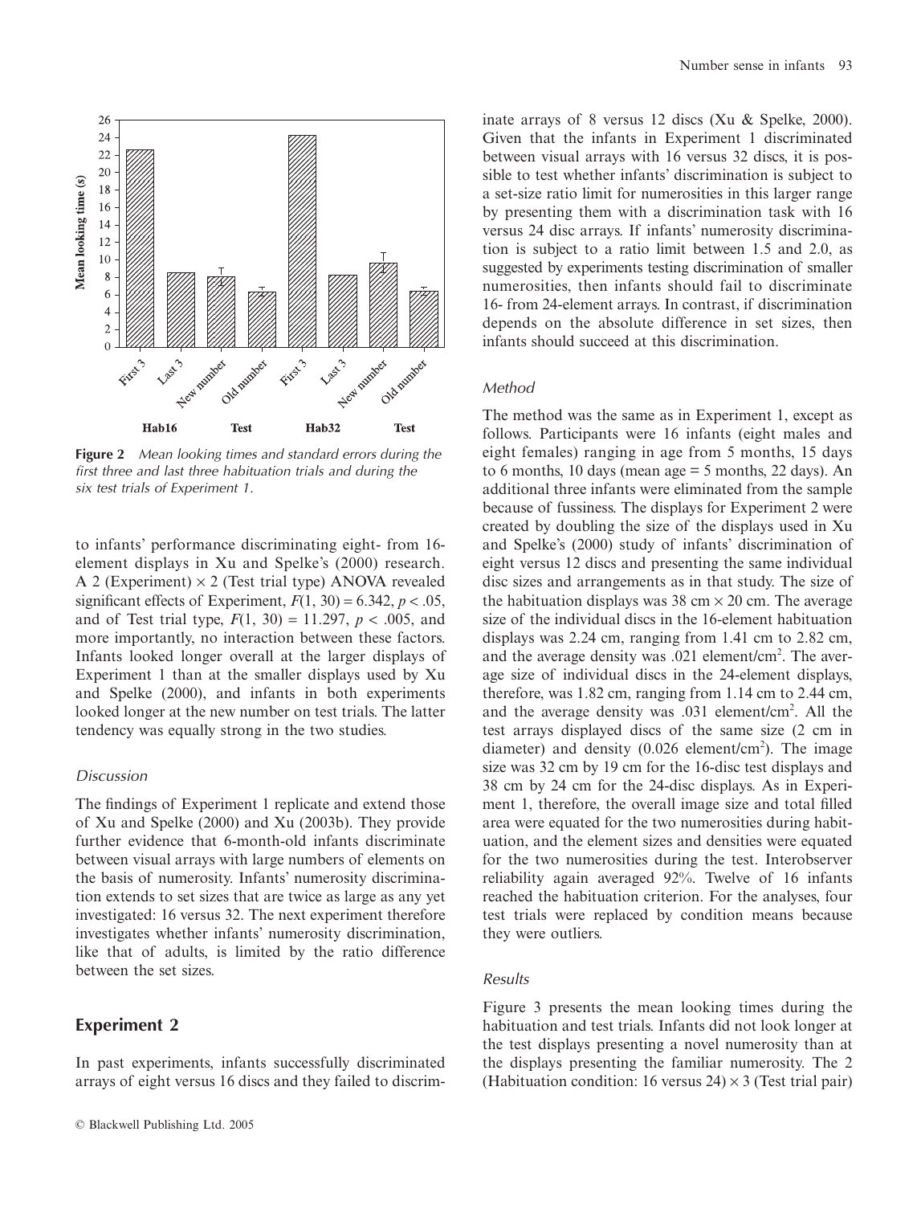**Figure 2** *Mean looking times and standard errors during the first three and last three habituation trials and during the six test trials of Experiment 1.*

to infants' performance discriminating eight- from 16-element displays in Xu and Spelke's (2000) research. A 2 (Experiment) × 2 (Test trial type) ANOVA revealed significant effects of Experiment, $F(1, 30) = 6.342$, $p < .05$, and of Test trial type, $F(1, 30) = 11.297$, $p < .005$, and more importantly, no interaction between these factors. Infants looked longer overall at the larger displays of Experiment 1 than at the smaller displays used by Xu and Spelke (2000), and infants in both experiments looked longer at the new number on test trials. The latter tendency was equally strong in the two studies.

### *Discussion*

The findings of Experiment 1 replicate and extend those of Xu and Spelke (2000) and Xu (2003b). They provide further evidence that 6-month-old infants discriminate between visual arrays with large numbers of elements on the basis of numerosity. Infants' numerosity discrimination extends to set sizes that are twice as large as any yet investigated: 16 versus 32. The next experiment therefore investigates whether infants' numerosity discrimination, like that of adults, is limited by the ratio difference between the set sizes.

## Experiment 2

In past experiments, infants successfully discriminated arrays of eight versus 16 discs and they failed to discriminate arrays of 8 versus 12 discs (Xu & Spelke, 2000). Given that the infants in Experiment 1 discriminated between visual arrays with 16 versus 32 discs, it is possible to test whether infants' discrimination is subject to a set-size ratio limit for numerosities in this larger range by presenting them with a discrimination task with 16 versus 24 disc arrays. If infants' numerosity discrimination is subject to a ratio limit between 1.5 and 2.0, as suggested by experiments testing discrimination of smaller numerosities, then infants should fail to discriminate 16- from 24-element arrays. In contrast, if discrimination depends on the absolute difference in set sizes, then infants should succeed at this discrimination.

### *Method*

The method was the same as in Experiment 1, except as follows. Participants were 16 infants (eight males and eight females) ranging in age from 5 months, 15 days to 6 months, 10 days (mean age = 5 months, 22 days). An additional three infants were eliminated from the sample because of fussiness. The displays for Experiment 2 were created by doubling the size of the displays used in Xu and Spelke's (2000) study of infants' discrimination of eight versus 12 discs and presenting the same individual disc sizes and arrangements as in that study. The size of the habituation displays was 38 cm × 20 cm. The average size of the individual discs in the 16-element habituation displays was 2.24 cm, ranging from 1.41 cm to 2.82 cm, and the average density was .021 element/cm$^2$. The average size of individual discs in the 24-element displays, therefore, was 1.82 cm, ranging from 1.14 cm to 2.44 cm, and the average density was .031 element/cm$^2$. All the test arrays displayed discs of the same size (2 cm in diameter) and density (0.026 element/cm$^2$). The image size was 32 cm by 19 cm for the 16-disc test displays and 38 cm by 24 cm for the 24-disc displays. As in Experiment 1, therefore, the overall image size and total filled area were equated for the two numerosities during habituation, and the element sizes and densities were equated for the two numerosities during the test. Interobserver reliability again averaged 92%. Twelve of 16 infants reached the habituation criterion. For the analyses, four test trials were replaced by condition means because they were outliers.

### *Results*

Figure 3 presents the mean looking times during the habituation and test trials. Infants did not look longer at the test displays presenting a novel numerosity than at the displays presenting the familiar numerosity. The 2 (Habituation condition: 16 versus 24) × 3 (Test trial pair)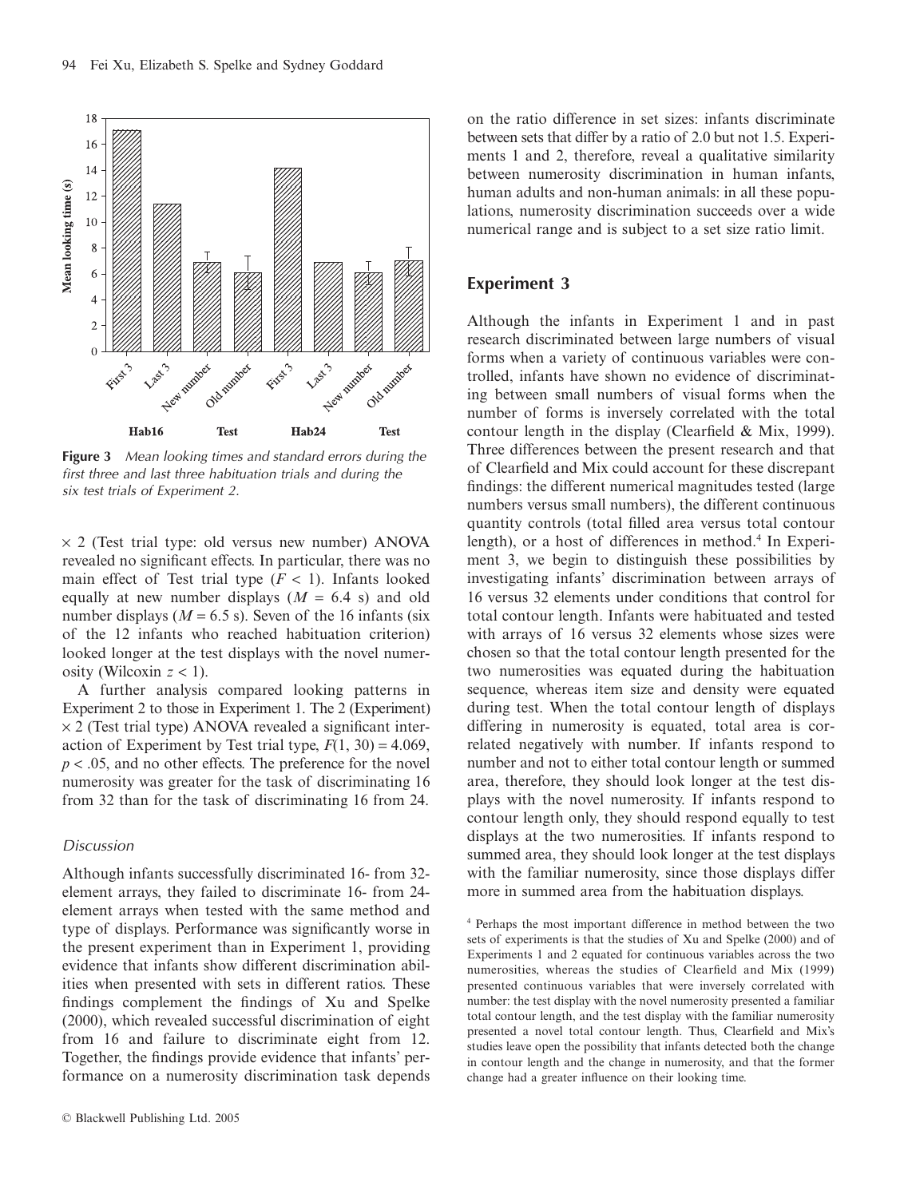**Figure 3** *Mean looking times and standard errors during the first three and last three habituation trials and during the six test trials of Experiment 2.*

$\times$ 2 (Test trial type: old versus new number) ANOVA revealed no significant effects. In particular, there was no main effect of Test trial type ($F < 1$). Infants looked equally at new number displays ($M$ = 6.4 s) and old number displays ($M$ = 6.5 s). Seven of the 16 infants (six of the 12 infants who reached habituation criterion) looked longer at the test displays with the novel numerosity (Wilcoxin $z < 1$).

A further analysis compared looking patterns in Experiment 2 to those in Experiment 1. The 2 (Experiment) $\times$ 2 (Test trial type) ANOVA revealed a significant interaction of Experiment by Test trial type, $F(1, 30) = 4.069$, $p < .05$, and no other effects. The preference for the novel numerosity was greater for the task of discriminating 16 from 32 than for the task of discriminating 16 from 24.

### *Discussion*

Although infants successfully discriminated 16- from 32-element arrays, they failed to discriminate 16- from 24-element arrays when tested with the same method and type of displays. Performance was significantly worse in the present experiment than in Experiment 1, providing evidence that infants show different discrimination abilities when presented with sets in different ratios. These findings complement the findings of Xu and Spelke (2000), which revealed successful discrimination of eight from 16 and failure to discriminate eight from 12. Together, the findings provide evidence that infants' performance on a numerosity discrimination task depends on the ratio difference in set sizes: infants discriminate between sets that differ by a ratio of 2.0 but not 1.5. Experiments 1 and 2, therefore, reveal a qualitative similarity between numerosity discrimination in human infants, human adults and non-human animals: in all these populations, numerosity discrimination succeeds over a wide numerical range and is subject to a set size ratio limit.

## Experiment 3

Although the infants in Experiment 1 and in past research discriminated between large numbers of visual forms when a variety of continuous variables were controlled, infants have shown no evidence of discriminating between small numbers of visual forms when the number of forms is inversely correlated with the total contour length in the display (Clearfield & Mix, 1999). Three differences between the present research and that of Clearfield and Mix could account for these discrepant findings: the different numerical magnitudes tested (large numbers versus small numbers), the different continuous quantity controls (total filled area versus total contour length), or a host of differences in method.[4] In Experiment 3, we begin to distinguish these possibilities by investigating infants' discrimination between arrays of 16 versus 32 elements under conditions that control for total contour length. Infants were habituated and tested with arrays of 16 versus 32 elements whose sizes were chosen so that the total contour length presented for the two numerosities was equated during the habituation sequence, whereas item size and density were equated during test. When the total contour length of displays differing in numerosity is equated, total area is correlated negatively with number. If infants respond to number and not to either total contour length or summed area, therefore, they should look longer at the test displays with the novel numerosity. If infants respond to contour length only, they should respond equally to test displays at the two numerosities. If infants respond to summed area, they should look longer at the test displays with the familiar numerosity, since those displays differ more in summed area from the habituation displays.

[4] Perhaps the most important difference in method between the two sets of experiments is that the studies of Xu and Spelke (2000) and of Experiments 1 and 2 equated for continuous variables across the two numerosities, whereas the studies of Clearfield and Mix (1999) presented continuous variables that were inversely correlated with number: the test display with the novel numerosity presented a familiar total contour length, and the test display with the familiar numerosity presented a novel total contour length. Thus, Clearfield and Mix's studies leave open the possibility that infants detected both the change in contour length and the change in numerosity, and that the former change had a greater influence on their looking time.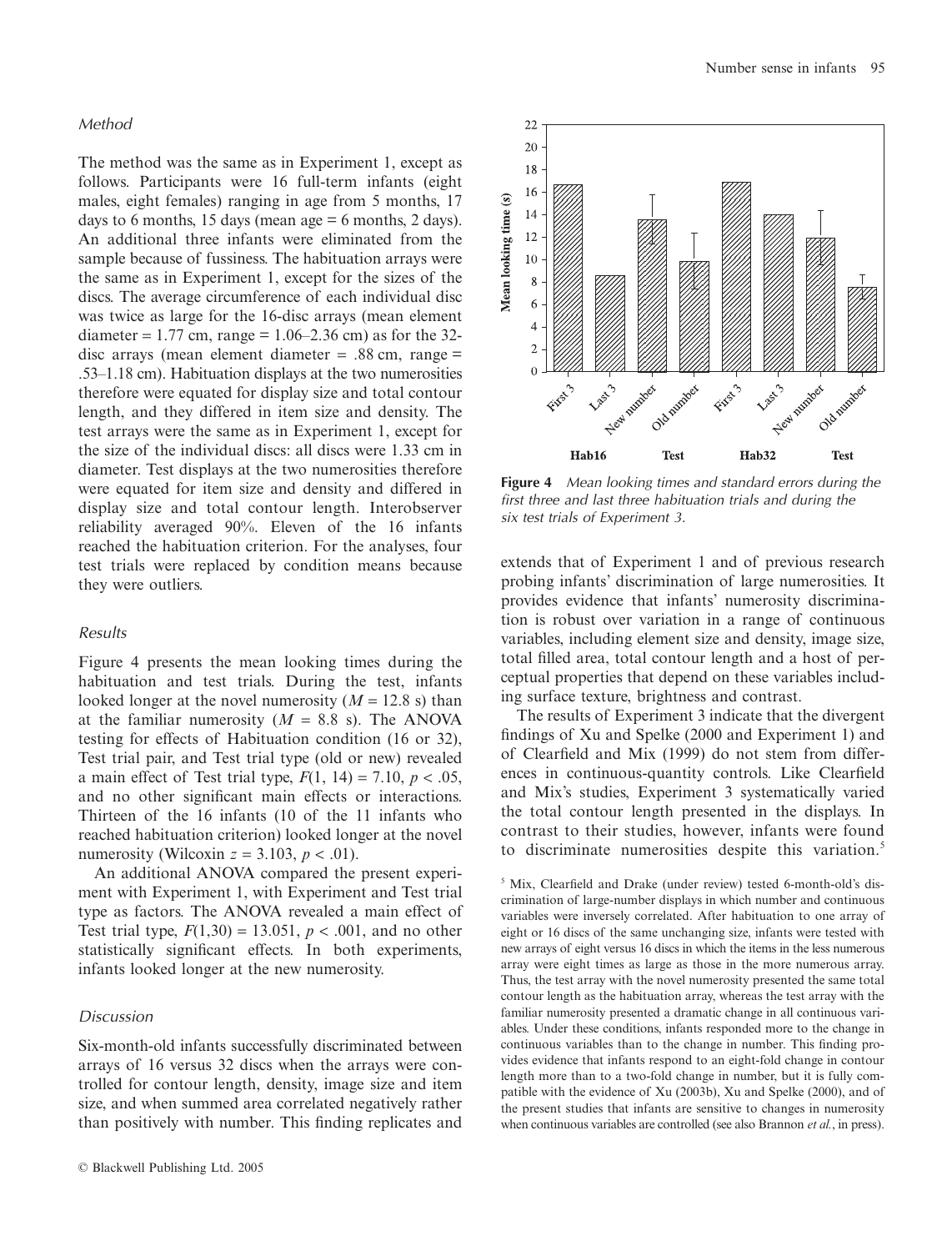### *Method*

The method was the same as in Experiment 1, except as follows. Participants were 16 full-term infants (eight males, eight females) ranging in age from 5 months, 17 days to 6 months, 15 days (mean age = 6 months, 2 days). An additional three infants were eliminated from the sample because of fussiness. The habituation arrays were the same as in Experiment 1, except for the sizes of the discs. The average circumference of each individual disc was twice as large for the 16-disc arrays (mean element diameter = 1.77 cm, range = 1.06–2.36 cm) as for the 32-disc arrays (mean element diameter = .88 cm, range = .53–1.18 cm). Habituation displays at the two numerosities therefore were equated for display size and total contour length, and they differed in item size and density. The test arrays were the same as in Experiment 1, except for the size of the individual discs: all discs were 1.33 cm in diameter. Test displays at the two numerosities therefore were equated for item size and density and differed in display size and total contour length. Interobserver reliability averaged 90%. Eleven of the 16 infants reached the habituation criterion. For the analyses, four test trials were replaced by condition means because they were outliers.

### *Results*

Figure 4 presents the mean looking times during the habituation and test trials. During the test, infants looked longer at the novel numerosity ($M = 12.8$ s) than at the familiar numerosity ($M = 8.8$ s). The ANOVA testing for effects of Habituation condition (16 or 32), Test trial pair, and Test trial type (old or new) revealed a main effect of Test trial type, $F(1, 14) = 7.10$, $p < .05$, and no other significant main effects or interactions. Thirteen of the 16 infants (10 of the 11 infants who reached habituation criterion) looked longer at the novel numerosity (Wilcoxin $z = 3.103$, $p < .01$).

An additional ANOVA compared the present experiment with Experiment 1, with Experiment and Test trial type as factors. The ANOVA revealed a main effect of Test trial type, $F(1,30) = 13.051$, $p < .001$, and no other statistically significant effects. In both experiments, infants looked longer at the new numerosity.

### *Discussion*

Six-month-old infants successfully discriminated between arrays of 16 versus 32 discs when the arrays were controlled for contour length, density, image size and item size, and when summed area correlated negatively rather than positively with number. This finding replicates and extends that of Experiment 1 and of previous research probing infants' discrimination of large numerosities. It provides evidence that infants' numerosity discrimination is robust over variation in a range of continuous variables, including element size and density, image size, total filled area, total contour length and a host of perceptual properties that depend on these variables including surface texture, brightness and contrast.

**Figure 4** *Mean looking times and standard errors during the first three and last three habituation trials and during the six test trials of Experiment 3.*

The results of Experiment 3 indicate that the divergent findings of Xu and Spelke (2000 and Experiment 1) and of Clearfield and Mix (1999) do not stem from differences in continuous-quantity controls. Like Clearfield and Mix's studies, Experiment 3 systematically varied the total contour length presented in the displays. In contrast to their studies, however, infants were found to discriminate numerosities despite this variation.[5]

[5] Mix, Clearfield and Drake (under review) tested 6-month-old's discrimination of large-number displays in which number and continuous variables were inversely correlated. After habituation to one array of eight or 16 discs of the same unchanging size, infants were tested with new arrays of eight versus 16 discs in which the items in the less numerous array were eight times as large as those in the more numerous array. Thus, the test array with the novel numerosity presented the same total contour length as the habituation array, whereas the test array with the familiar numerosity presented a dramatic change in all continuous variables. Under these conditions, infants responded more to the change in continuous variables than to the change in number. This finding provides evidence that infants respond to an eight-fold change in contour length more than to a two-fold change in number, but it is fully compatible with the evidence of Xu (2003b), Xu and Spelke (2000), and of the present studies that infants are sensitive to changes in numerosity when continuous variables are controlled (see also Brannon *et al.*, in press).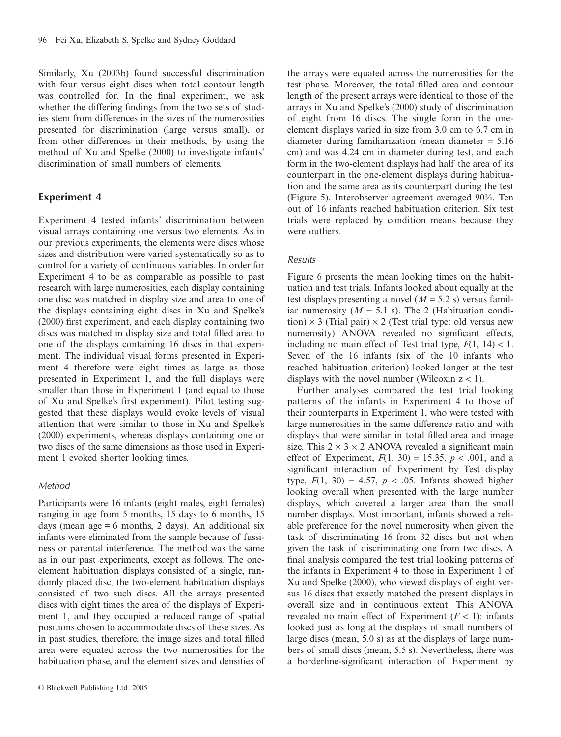Similarly, Xu (2003b) found successful discrimination with four versus eight discs when total contour length was controlled for. In the final experiment, we ask whether the differing findings from the two sets of studies stem from differences in the sizes of the numerosities presented for discrimination (large versus small), or from other differences in their methods, by using the method of Xu and Spelke (2000) to investigate infants' discrimination of small numbers of elements.

## Experiment 4

Experiment 4 tested infants' discrimination between visual arrays containing one versus two elements. As in our previous experiments, the elements were discs whose sizes and distribution were varied systematically so as to control for a variety of continuous variables. In order for Experiment 4 to be as comparable as possible to past research with large numerosities, each display containing one disc was matched in display size and area to one of the displays containing eight discs in Xu and Spelke's (2000) first experiment, and each display containing two discs was matched in display size and total filled area to one of the displays containing 16 discs in that experiment. The individual visual forms presented in Experiment 4 therefore were eight times as large as those presented in Experiment 1, and the full displays were smaller than those in Experiment 1 (and equal to those of Xu and Spelke's first experiment). Pilot testing suggested that these displays would evoke levels of visual attention that were similar to those in Xu and Spelke's (2000) experiments, whereas displays containing one or two discs of the same dimensions as those used in Experiment 1 evoked shorter looking times.

### *Method*

Participants were 16 infants (eight males, eight females) ranging in age from 5 months, 15 days to 6 months, 15 days (mean age = 6 months, 2 days). An additional six infants were eliminated from the sample because of fussiness or parental interference. The method was the same as in our past experiments, except as follows. The one-element habituation displays consisted of a single, randomly placed disc; the two-element habituation displays consisted of two such discs. All the arrays presented discs with eight times the area of the displays of Experiment 1, and they occupied a reduced range of spatial positions chosen to accommodate discs of these sizes. As in past studies, therefore, the image sizes and total filled area were equated across the two numerosities for the habituation phase, and the element sizes and densities of the arrays were equated across the numerosities for the test phase. Moreover, the total filled area and contour length of the present arrays were identical to those of the arrays in Xu and Spelke's (2000) study of discrimination of eight from 16 discs. The single form in the one-element displays varied in size from 3.0 cm to 6.7 cm in diameter during familiarization (mean diameter = 5.16 cm) and was 4.24 cm in diameter during test, and each form in the two-element displays had half the area of its counterpart in the one-element displays during habituation and the same area as its counterpart during the test (Figure 5). Interobserver agreement averaged 90%. Ten out of 16 infants reached habituation criterion. Six test trials were replaced by condition means because they were outliers.

### *Results*

Figure 6 presents the mean looking times on the habituation and test trials. Infants looked about equally at the test displays presenting a novel ($M = 5.2$ s) versus familiar numerosity ($M = 5.1$ s). The 2 (Habituation condition) × 3 (Trial pair) × 2 (Test trial type: old versus new numerosity) ANOVA revealed no significant effects, including no main effect of Test trial type, $F(1, 14) < 1$. Seven of the 16 infants (six of the 10 infants who reached habituation criterion) looked longer at the test displays with the novel number (Wilcoxin $z < 1$).

Further analyses compared the test trial looking patterns of the infants in Experiment 4 to those of their counterparts in Experiment 1, who were tested with large numerosities in the same difference ratio and with displays that were similar in total filled area and image size. This 2 × 3 × 2 ANOVA revealed a significant main effect of Experiment, $F(1, 30) = 15.35$, $p < .001$, and a significant interaction of Experiment by Test display type, $F(1, 30) = 4.57$, $p < .05$. Infants showed higher looking overall when presented with the large number displays, which covered a larger area than the small number displays. Most important, infants showed a reliable preference for the novel numerosity when given the task of discriminating 16 from 32 discs but not when given the task of discriminating one from two discs. A final analysis compared the test trial looking patterns of the infants in Experiment 4 to those in Experiment 1 of Xu and Spelke (2000), who viewed displays of eight versus 16 discs that exactly matched the present displays in overall size and in continuous extent. This ANOVA revealed no main effect of Experiment ($F < 1$): infants looked just as long at the displays of small numbers of large discs (mean, 5.0 s) as at the displays of large numbers of small discs (mean, 5.5 s). Nevertheless, there was a borderline-significant interaction of Experiment by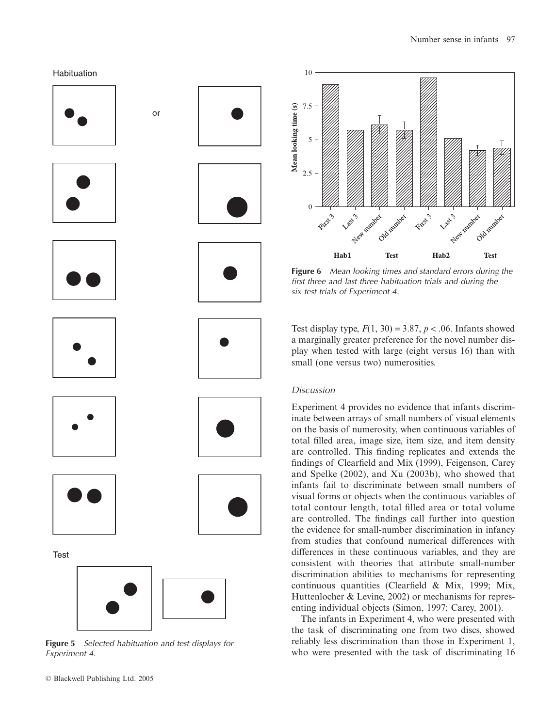Habituation

or

Test

**Figure 5** *Selected habituation and test displays for Experiment 4.*

**Figure 6** *Mean looking times and standard errors during the first three and last three habituation trials and during the six test trials of Experiment 4.*

Test display type, $F(1, 30) = 3.87$, $p < .06$. Infants showed a marginally greater preference for the novel number display when tested with large (eight versus 16) than with small (one versus two) numerosities.

### Discussion

Experiment 4 provides no evidence that infants discriminate between arrays of small numbers of visual elements on the basis of numerosity, when continuous variables of total filled area, image size, item size, and item density are controlled. This finding replicates and extends the findings of Clearfield and Mix (1999), Feigenson, Carey and Spelke (2002), and Xu (2003b), who showed that infants fail to discriminate between small numbers of visual forms or objects when the continuous variables of total contour length, total filled area or total volume are controlled. The findings call further into question the evidence for small-number discrimination in infancy from studies that confound numerical differences with differences in these continuous variables, and they are consistent with theories that attribute small-number discrimination abilities to mechanisms for representing continuous quantities (Clearfield & Mix, 1999; Mix, Huttenlocher & Levine, 2002) or mechanisms for representing individual objects (Simon, 1997; Carey, 2001).

The infants in Experiment 4, who were presented with the task of discriminating one from two discs, showed reliably less discrimination than those in Experiment 1, who were presented with the task of discriminating 16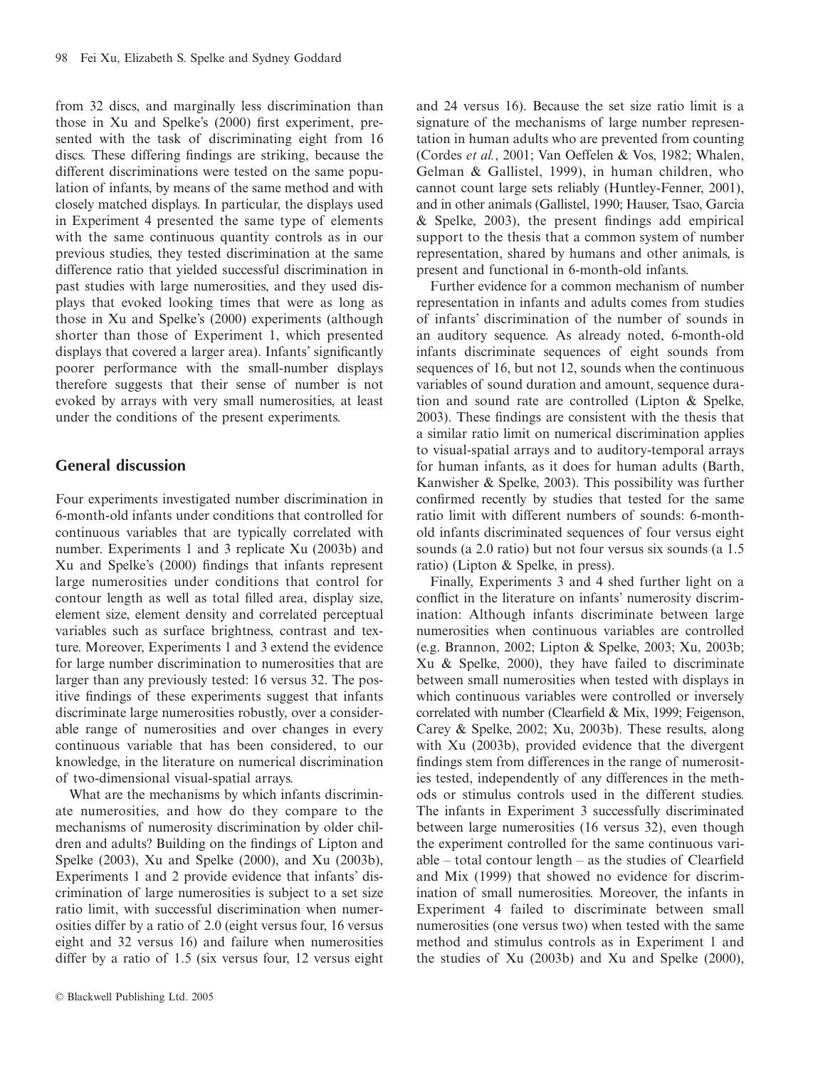from 32 discs, and marginally less discrimination than those in Xu and Spelke's (2000) first experiment, presented with the task of discriminating eight from 16 discs. These differing findings are striking, because the different discriminations were tested on the same population of infants, by means of the same method and with closely matched displays. In particular, the displays used in Experiment 4 presented the same type of elements with the same continuous quantity controls as in our previous studies, they tested discrimination at the same difference ratio that yielded successful discrimination in past studies with large numerosities, and they used displays that evoked looking times that were as long as those in Xu and Spelke's (2000) experiments (although shorter than those of Experiment 1, which presented displays that covered a larger area). Infants' significantly poorer performance with the small-number displays therefore suggests that their sense of number is not evoked by arrays with very small numerosities, at least under the conditions of the present experiments.

## General discussion

Four experiments investigated number discrimination in 6-month-old infants under conditions that controlled for continuous variables that are typically correlated with number. Experiments 1 and 3 replicate Xu (2003b) and Xu and Spelke's (2000) findings that infants represent large numerosities under conditions that control for contour length as well as total filled area, display size, element size, element density and correlated perceptual variables such as surface brightness, contrast and texture. Moreover, Experiments 1 and 3 extend the evidence for large number discrimination to numerosities that are larger than any previously tested: 16 versus 32. The positive findings of these experiments suggest that infants discriminate large numerosities robustly, over a considerable range of numerosities and over changes in every continuous variable that has been considered, to our knowledge, in the literature on numerical discrimination of two-dimensional visual-spatial arrays.

What are the mechanisms by which infants discriminate numerosities, and how do they compare to the mechanisms of numerosity discrimination by older children and adults? Building on the findings of Lipton and Spelke (2003), Xu and Spelke (2000), and Xu (2003b), Experiments 1 and 2 provide evidence that infants' discrimination of large numerosities is subject to a set size ratio limit, with successful discrimination when numerosities differ by a ratio of 2.0 (eight versus four, 16 versus eight and 32 versus 16) and failure when numerosities differ by a ratio of 1.5 (six versus four, 12 versus eight and 24 versus 16). Because the set size ratio limit is a signature of the mechanisms of large number representation in human adults who are prevented from counting (Cordes *et al.*, 2001; Van Oeffelen & Vos, 1982; Whalen, Gelman & Gallistel, 1999), in human children, who cannot count large sets reliably (Huntley-Fenner, 2001), and in other animals (Gallistel, 1990; Hauser, Tsao, Garcia & Spelke, 2003), the present findings add empirical support to the thesis that a common system of number representation, shared by humans and other animals, is present and functional in 6-month-old infants.

Further evidence for a common mechanism of number representation in infants and adults comes from studies of infants' discrimination of the number of sounds in an auditory sequence. As already noted, 6-month-old infants discriminate sequences of eight sounds from sequences of 16, but not 12, sounds when the continuous variables of sound duration and amount, sequence duration and sound rate are controlled (Lipton & Spelke, 2003). These findings are consistent with the thesis that a similar ratio limit on numerical discrimination applies to visual-spatial arrays and to auditory-temporal arrays for human infants, as it does for human adults (Barth, Kanwisher & Spelke, 2003). This possibility was further confirmed recently by studies that tested for the same ratio limit with different numbers of sounds: 6-month-old infants discriminated sequences of four versus eight sounds (a 2.0 ratio) but not four versus six sounds (a 1.5 ratio) (Lipton & Spelke, in press).

Finally, Experiments 3 and 4 shed further light on a conflict in the literature on infants' numerosity discrimination: Although infants discriminate between large numerosities when continuous variables are controlled (e.g. Brannon, 2002; Lipton & Spelke, 2003; Xu, 2003b; Xu & Spelke, 2000), they have failed to discriminate between small numerosities when tested with displays in which continuous variables were controlled or inversely correlated with number (Clearfield & Mix, 1999; Feigenson, Carey & Spelke, 2002; Xu, 2003b). These results, along with Xu (2003b), provided evidence that the divergent findings stem from differences in the range of numerosities tested, independently of any differences in the methods or stimulus controls used in the different studies. The infants in Experiment 3 successfully discriminated between large numerosities (16 versus 32), even though the experiment controlled for the same continuous variable – total contour length – as the studies of Clearfield and Mix (1999) that showed no evidence for discrimination of small numerosities. Moreover, the infants in Experiment 4 failed to discriminate between small numerosities (one versus two) when tested with the same method and stimulus controls as in Experiment 1 and the studies of Xu (2003b) and Xu and Spelke (2000),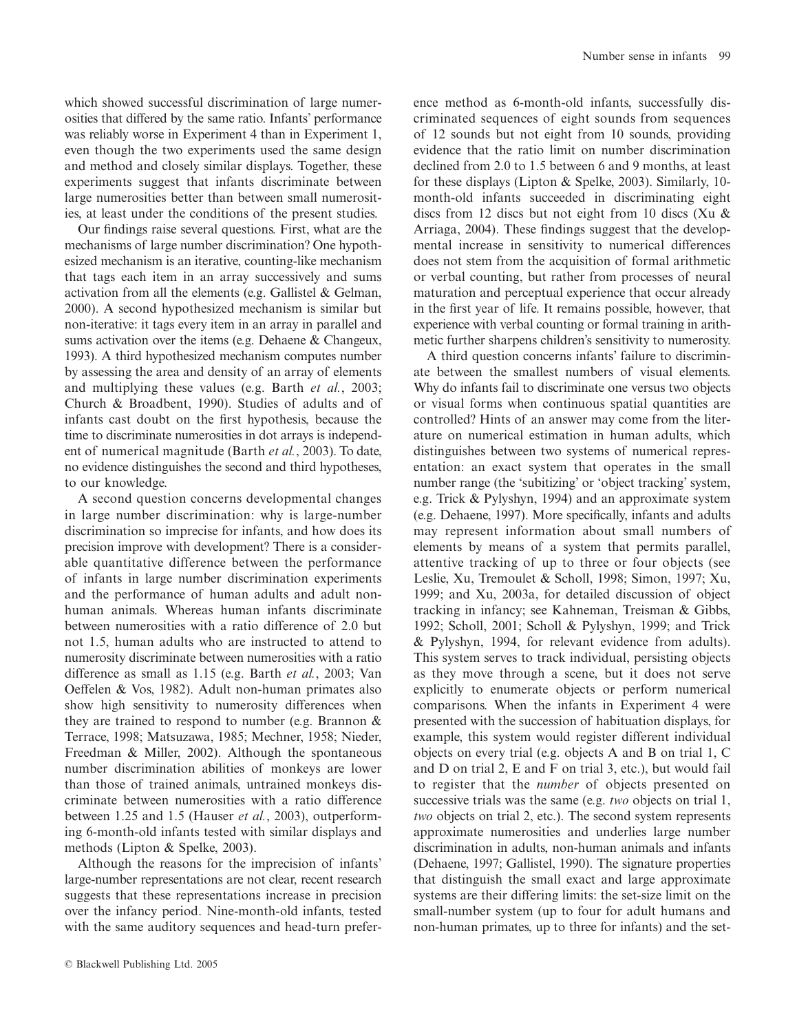which showed successful discrimination of large numerosities that differed by the same ratio. Infants' performance was reliably worse in Experiment 4 than in Experiment 1, even though the two experiments used the same design and method and closely similar displays. Together, these experiments suggest that infants discriminate between large numerosities better than between small numerosities, at least under the conditions of the present studies.

Our findings raise several questions. First, what are the mechanisms of large number discrimination? One hypothesized mechanism is an iterative, counting-like mechanism that tags each item in an array successively and sums activation from all the elements (e.g. Gallistel & Gelman, 2000). A second hypothesized mechanism is similar but non-iterative: it tags every item in an array in parallel and sums activation over the items (e.g. Dehaene & Changeux, 1993). A third hypothesized mechanism computes number by assessing the area and density of an array of elements and multiplying these values (e.g. Barth *et al.*, 2003; Church & Broadbent, 1990). Studies of adults and of infants cast doubt on the first hypothesis, because the time to discriminate numerosities in dot arrays is independent of numerical magnitude (Barth *et al.*, 2003). To date, no evidence distinguishes the second and third hypotheses, to our knowledge.

A second question concerns developmental changes in large number discrimination: why is large-number discrimination so imprecise for infants, and how does its precision improve with development? There is a considerable quantitative difference between the performance of infants in large number discrimination experiments and the performance of human adults and adult non-human animals. Whereas human infants discriminate between numerosities with a ratio difference of 2.0 but not 1.5, human adults who are instructed to attend to numerosity discriminate between numerosities with a ratio difference as small as 1.15 (e.g. Barth *et al.*, 2003; Van Oeffelen & Vos, 1982). Adult non-human primates also show high sensitivity to numerosity differences when they are trained to respond to number (e.g. Brannon & Terrace, 1998; Matsuzawa, 1985; Mechner, 1958; Nieder, Freedman & Miller, 2002). Although the spontaneous number discrimination abilities of monkeys are lower than those of trained animals, untrained monkeys discriminate between numerosities with a ratio difference between 1.25 and 1.5 (Hauser *et al.*, 2003), outperforming 6-month-old infants tested with similar displays and methods (Lipton & Spelke, 2003).

Although the reasons for the imprecision of infants' large-number representations are not clear, recent research suggests that these representations increase in precision over the infancy period. Nine-month-old infants, tested with the same auditory sequences and head-turn preference method as 6-month-old infants, successfully discriminated sequences of eight sounds from sequences of 12 sounds but not eight from 10 sounds, providing evidence that the ratio limit on number discrimination declined from 2.0 to 1.5 between 6 and 9 months, at least for these displays (Lipton & Spelke, 2003). Similarly, 10-month-old infants succeeded in discriminating eight discs from 12 discs but not eight from 10 discs (Xu & Arriaga, 2004). These findings suggest that the developmental increase in sensitivity to numerical differences does not stem from the acquisition of formal arithmetic or verbal counting, but rather from processes of neural maturation and perceptual experience that occur already in the first year of life. It remains possible, however, that experience with verbal counting or formal training in arithmetic further sharpens children's sensitivity to numerosity.

A third question concerns infants' failure to discriminate between the smallest numbers of visual elements. Why do infants fail to discriminate one versus two objects or visual forms when continuous spatial quantities are controlled? Hints of an answer may come from the literature on numerical estimation in human adults, which distinguishes between two systems of numerical representation: an exact system that operates in the small number range (the 'subitizing' or 'object tracking' system, e.g. Trick & Pylyshyn, 1994) and an approximate system (e.g. Dehaene, 1997). More specifically, infants and adults may represent information about small numbers of elements by means of a system that permits parallel, attentive tracking of up to three or four objects (see Leslie, Xu, Tremoulet & Scholl, 1998; Simon, 1997; Xu, 1999; and Xu, 2003a, for detailed discussion of object tracking in infancy; see Kahneman, Treisman & Gibbs, 1992; Scholl, 2001; Scholl & Pylyshyn, 1999; and Trick & Pylyshyn, 1994, for relevant evidence from adults). This system serves to track individual, persisting objects as they move through a scene, but it does not serve explicitly to enumerate objects or perform numerical comparisons. When the infants in Experiment 4 were presented with the succession of habituation displays, for example, this system would register different individual objects on every trial (e.g. objects A and B on trial 1, C and D on trial 2, E and F on trial 3, etc.), but would fail to register that the *number* of objects presented on successive trials was the same (e.g. *two* objects on trial 1, *two* objects on trial 2, etc.). The second system represents approximate numerosities and underlies large number discrimination in adults, non-human animals and infants (Dehaene, 1997; Gallistel, 1990). The signature properties that distinguish the small exact and large approximate systems are their differing limits: the set-size limit on the small-number system (up to four for adult humans and non-human primates, up to three for infants) and the set-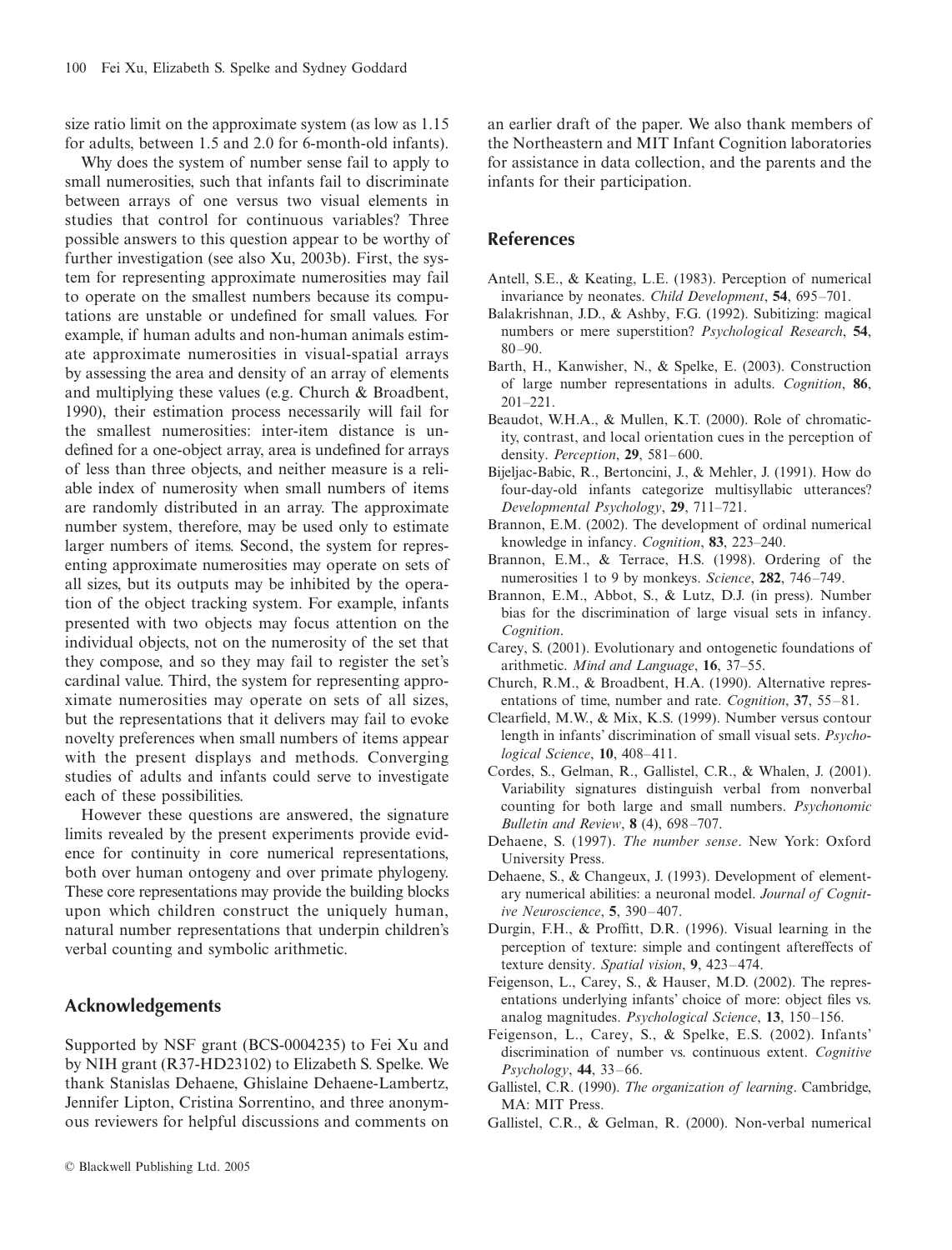size ratio limit on the approximate system (as low as 1.15 for adults, between 1.5 and 2.0 for 6-month-old infants).

Why does the system of number sense fail to apply to small numerosities, such that infants fail to discriminate between arrays of one versus two visual elements in studies that control for continuous variables? Three possible answers to this question appear to be worthy of further investigation (see also Xu, 2003b). First, the system for representing approximate numerosities may fail to operate on the smallest numbers because its computations are unstable or undefined for small values. For example, if human adults and non-human animals estimate approximate numerosities in visual-spatial arrays by assessing the area and density of an array of elements and multiplying these values (e.g. Church & Broadbent, 1990), their estimation process necessarily will fail for the smallest numerosities: inter-item distance is undefined for a one-object array, area is undefined for arrays of less than three objects, and neither measure is a reliable index of numerosity when small numbers of items are randomly distributed in an array. The approximate number system, therefore, may be used only to estimate larger numbers of items. Second, the system for representing approximate numerosities may operate on sets of all sizes, but its outputs may be inhibited by the operation of the object tracking system. For example, infants presented with two objects may focus attention on the individual objects, not on the numerosity of the set that they compose, and so they may fail to register the set's cardinal value. Third, the system for representing approximate numerosities may operate on sets of all sizes, but the representations that it delivers may fail to evoke novelty preferences when small numbers of items appear with the present displays and methods. Converging studies of adults and infants could serve to investigate each of these possibilities.

However these questions are answered, the signature limits revealed by the present experiments provide evidence for continuity in core numerical representations, both over human ontogeny and over primate phylogeny. These core representations may provide the building blocks upon which children construct the uniquely human, natural number representations that underpin children's verbal counting and symbolic arithmetic.

## Acknowledgements

Supported by NSF grant (BCS-0004235) to Fei Xu and by NIH grant (R37-HD23102) to Elizabeth S. Spelke. We thank Stanislas Dehaene, Ghislaine Dehaene-Lambertz, Jennifer Lipton, Cristina Sorrentino, and three anonymous reviewers for helpful discussions and comments on an earlier draft of the paper. We also thank members of the Northeastern and MIT Infant Cognition laboratories for assistance in data collection, and the parents and the infants for their participation.

## References

Antell, S.E., & Keating, L.E. (1983). Perception of numerical invariance by neonates. *Child Development*, **54**, 695–701.

Balakrishnan, J.D., & Ashby, F.G. (1992). Subitizing: magical numbers or mere superstition? *Psychological Research*, **54**, 80–90.

Barth, H., Kanwisher, N., & Spelke, E. (2003). Construction of large number representations in adults. *Cognition*, **86**, 201–221.

Beaudot, W.H.A., & Mullen, K.T. (2000). Role of chromaticity, contrast, and local orientation cues in the perception of density. *Perception*, **29**, 581–600.

Bijeljac-Babic, R., Bertoncini, J., & Mehler, J. (1991). How do four-day-old infants categorize multisyllabic utterances? *Developmental Psychology*, **29**, 711–721.

Brannon, E.M. (2002). The development of ordinal numerical knowledge in infancy. *Cognition*, **83**, 223–240.

Brannon, E.M., & Terrace, H.S. (1998). Ordering of the numerosities 1 to 9 by monkeys. *Science*, **282**, 746–749.

Brannon, E.M., Abbot, S., & Lutz, D.J. (in press). Number bias for the discrimination of large visual sets in infancy. *Cognition*.

Carey, S. (2001). Evolutionary and ontogenetic foundations of arithmetic. *Mind and Language*, **16**, 37–55.

Church, R.M., & Broadbent, H.A. (1990). Alternative representations of time, number and rate. *Cognition*, **37**, 55–81.

Clearfield, M.W., & Mix, K.S. (1999). Number versus contour length in infants' discrimination of small visual sets. *Psychological Science*, **10**, 408–411.

Cordes, S., Gelman, R., Gallistel, C.R., & Whalen, J. (2001). Variability signatures distinguish verbal from nonverbal counting for both large and small numbers. *Psychonomic Bulletin and Review*, **8** (4), 698–707.

Dehaene, S. (1997). *The number sense*. New York: Oxford University Press.

Dehaene, S., & Changeux, J. (1993). Development of elementary numerical abilities: a neuronal model. *Journal of Cognitive Neuroscience*, **5**, 390–407.

Durgin, F.H., & Proffitt, D.R. (1996). Visual learning in the perception of texture: simple and contingent aftereffects of texture density. *Spatial vision*, **9**, 423–474.

Feigenson, L., Carey, S., & Hauser, M.D. (2002). The representations underlying infants' choice of more: object files vs. analog magnitudes. *Psychological Science*, **13**, 150–156.

Feigenson, L., Carey, S., & Spelke, E.S. (2002). Infants' discrimination of number vs. continuous extent. *Cognitive Psychology*, **44**, 33–66.

Gallistel, C.R. (1990). *The organization of learning*. Cambridge, MA: MIT Press.

Gallistel, C.R., & Gelman, R. (2000). Non-verbal numerical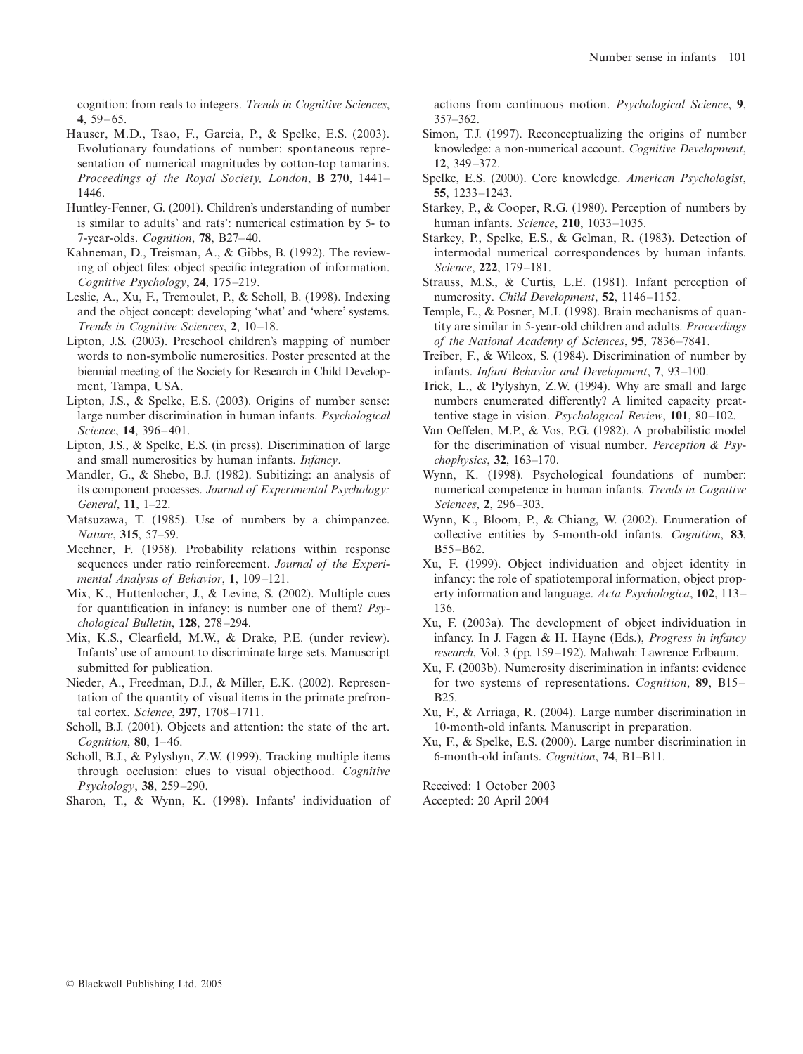cognition: from reals to integers. *Trends in Cognitive Sciences*, **4**, 59–65.

Hauser, M.D., Tsao, F., Garcia, P., & Spelke, E.S. (2003). Evolutionary foundations of number: spontaneous representation of numerical magnitudes by cotton-top tamarins. *Proceedings of the Royal Society, London*, **B 270**, 1441–1446.

Huntley-Fenner, G. (2001). Children's understanding of number is similar to adults' and rats': numerical estimation by 5- to 7-year-olds. *Cognition*, **78**, B27–40.

Kahneman, D., Treisman, A., & Gibbs, B. (1992). The reviewing of object files: object specific integration of information. *Cognitive Psychology*, **24**, 175–219.

Leslie, A., Xu, F., Tremoulet, P., & Scholl, B. (1998). Indexing and the object concept: developing 'what' and 'where' systems. *Trends in Cognitive Sciences*, **2**, 10–18.

Lipton, J.S. (2003). Preschool children's mapping of number words to non-symbolic numerosities. Poster presented at the biennial meeting of the Society for Research in Child Development, Tampa, USA.

Lipton, J.S., & Spelke, E.S. (2003). Origins of number sense: large number discrimination in human infants. *Psychological Science*, **14**, 396–401.

Lipton, J.S., & Spelke, E.S. (in press). Discrimination of large and small numerosities by human infants. *Infancy*.

Mandler, G., & Shebo, B.J. (1982). Subitizing: an analysis of its component processes. *Journal of Experimental Psychology: General*, **11**, 1–22.

Matsuzawa, T. (1985). Use of numbers by a chimpanzee. *Nature*, **315**, 57–59.

Mechner, F. (1958). Probability relations within response sequences under ratio reinforcement. *Journal of the Experimental Analysis of Behavior*, **1**, 109–121.

Mix, K., Huttenlocher, J., & Levine, S. (2002). Multiple cues for quantification in infancy: is number one of them? *Psychological Bulletin*, **128**, 278–294.

Mix, K.S., Clearfield, M.W., & Drake, P.E. (under review). Infants' use of amount to discriminate large sets. Manuscript submitted for publication.

Nieder, A., Freedman, D.J., & Miller, E.K. (2002). Representation of the quantity of visual items in the primate prefrontal cortex. *Science*, **297**, 1708–1711.

Scholl, B.J. (2001). Objects and attention: the state of the art. *Cognition*, **80**, 1–46.

Scholl, B.J., & Pylyshyn, Z.W. (1999). Tracking multiple items through occlusion: clues to visual objecthood. *Cognitive Psychology*, **38**, 259–290.

Sharon, T., & Wynn, K. (1998). Infants' individuation of actions from continuous motion. *Psychological Science*, **9**, 357–362.

Simon, T.J. (1997). Reconceptualizing the origins of number knowledge: a non-numerical account. *Cognitive Development*, **12**, 349–372.

Spelke, E.S. (2000). Core knowledge. *American Psychologist*, **55**, 1233–1243.

Starkey, P., & Cooper, R.G. (1980). Perception of numbers by human infants. *Science*, **210**, 1033–1035.

Starkey, P., Spelke, E.S., & Gelman, R. (1983). Detection of intermodal numerical correspondences by human infants. *Science*, **222**, 179–181.

Strauss, M.S., & Curtis, L.E. (1981). Infant perception of numerosity. *Child Development*, **52**, 1146–1152.

Temple, E., & Posner, M.I. (1998). Brain mechanisms of quantity are similar in 5-year-old children and adults. *Proceedings of the National Academy of Sciences*, **95**, 7836–7841.

Treiber, F., & Wilcox, S. (1984). Discrimination of number by infants. *Infant Behavior and Development*, **7**, 93–100.

Trick, L., & Pylyshyn, Z.W. (1994). Why are small and large numbers enumerated differently? A limited capacity preattentive stage in vision. *Psychological Review*, **101**, 80–102.

Van Oeffelen, M.P., & Vos, P.G. (1982). A probabilistic model for the discrimination of visual number. *Perception & Psychophysics*, **32**, 163–170.

Wynn, K. (1998). Psychological foundations of number: numerical competence in human infants. *Trends in Cognitive Sciences*, **2**, 296–303.

Wynn, K., Bloom, P., & Chiang, W. (2002). Enumeration of collective entities by 5-month-old infants. *Cognition*, **83**, B55–B62.

Xu, F. (1999). Object individuation and object identity in infancy: the role of spatiotemporal information, object property information and language. *Acta Psychologica*, **102**, 113–136.

Xu, F. (2003a). The development of object individuation in infancy. In J. Fagen & H. Hayne (Eds.), *Progress in infancy research*, Vol. 3 (pp. 159–192). Mahwah: Lawrence Erlbaum.

Xu, F. (2003b). Numerosity discrimination in infants: evidence for two systems of representations. *Cognition*, **89**, B15–B25.

Xu, F., & Arriaga, R. (2004). Large number discrimination in 10-month-old infants. Manuscript in preparation.

Xu, F., & Spelke, E.S. (2000). Large number discrimination in 6-month-old infants. *Cognition*, **74**, B1–B11.

Received: 1 October 2003
Accepted: 20 April 2004